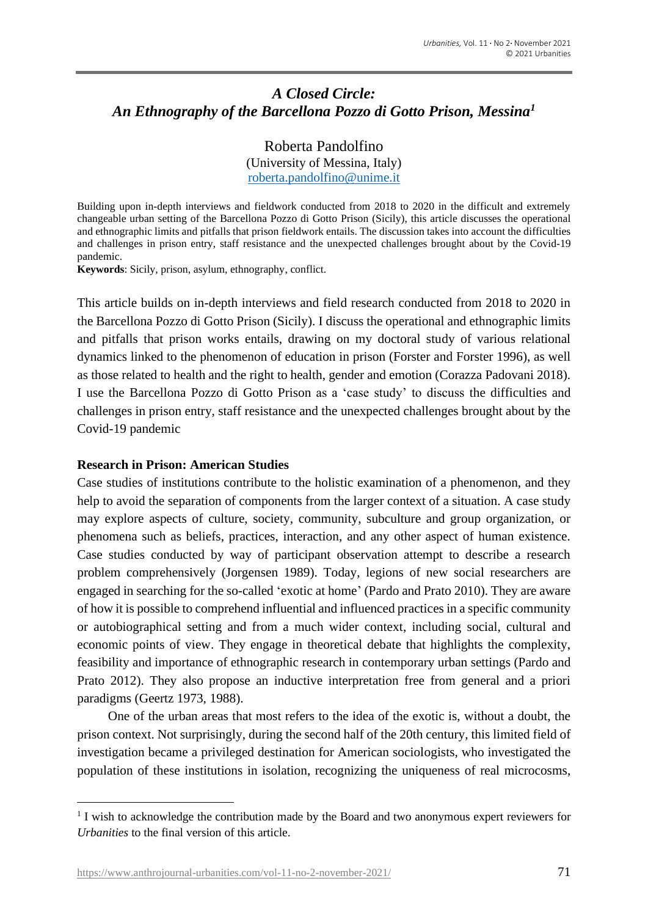# *A Closed Circle: An Ethnography of the Barcellona Pozzo di Gotto Prison, Messina*[1]

Roberta Pandolfino
(University of Messina, Italy)
roberta.pandolfino@unime.it

Building upon in-depth interviews and fieldwork conducted from 2018 to 2020 in the difficult and extremely changeable urban setting of the Barcellona Pozzo di Gotto Prison (Sicily), this article discusses the operational and ethnographic limits and pitfalls that prison fieldwork entails. The discussion takes into account the difficulties and challenges in prison entry, staff resistance and the unexpected challenges brought about by the Covid-19 pandemic.

**Keywords**: Sicily, prison, asylum, ethnography, conflict.

This article builds on in-depth interviews and field research conducted from 2018 to 2020 in the Barcellona Pozzo di Gotto Prison (Sicily). I discuss the operational and ethnographic limits and pitfalls that prison works entails, drawing on my doctoral study of various relational dynamics linked to the phenomenon of education in prison (Forster and Forster 1996), as well as those related to health and the right to health, gender and emotion (Corazza Padovani 2018). I use the Barcellona Pozzo di Gotto Prison as a 'case study' to discuss the difficulties and challenges in prison entry, staff resistance and the unexpected challenges brought about by the Covid-19 pandemic

## Research in Prison: American Studies

Case studies of institutions contribute to the holistic examination of a phenomenon, and they help to avoid the separation of components from the larger context of a situation. A case study may explore aspects of culture, society, community, subculture and group organization, or phenomena such as beliefs, practices, interaction, and any other aspect of human existence. Case studies conducted by way of participant observation attempt to describe a research problem comprehensively (Jorgensen 1989). Today, legions of new social researchers are engaged in searching for the so-called 'exotic at home' (Pardo and Prato 2010). They are aware of how it is possible to comprehend influential and influenced practices in a specific community or autobiographical setting and from a much wider context, including social, cultural and economic points of view. They engage in theoretical debate that highlights the complexity, feasibility and importance of ethnographic research in contemporary urban settings (Pardo and Prato 2012). They also propose an inductive interpretation free from general and a priori paradigms (Geertz 1973, 1988).

One of the urban areas that most refers to the idea of the exotic is, without a doubt, the prison context. Not surprisingly, during the second half of the 20th century, this limited field of investigation became a privileged destination for American sociologists, who investigated the population of these institutions in isolation, recognizing the uniqueness of real microcosms,

[1] I wish to acknowledge the contribution made by the Board and two anonymous expert reviewers for *Urbanities* to the final version of this article.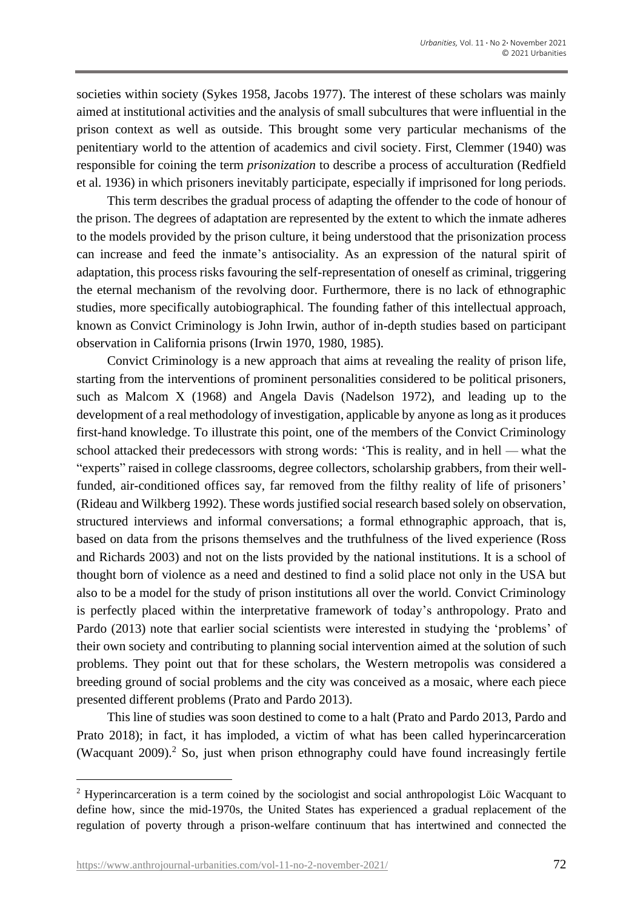societies within society (Sykes 1958, Jacobs 1977). The interest of these scholars was mainly aimed at institutional activities and the analysis of small subcultures that were influential in the prison context as well as outside. This brought some very particular mechanisms of the penitentiary world to the attention of academics and civil society. First, Clemmer (1940) was responsible for coining the term *prisonization* to describe a process of acculturation (Redfield et al. 1936) in which prisoners inevitably participate, especially if imprisoned for long periods.

This term describes the gradual process of adapting the offender to the code of honour of the prison. The degrees of adaptation are represented by the extent to which the inmate adheres to the models provided by the prison culture, it being understood that the prisonization process can increase and feed the inmate's antisociality. As an expression of the natural spirit of adaptation, this process risks favouring the self-representation of oneself as criminal, triggering the eternal mechanism of the revolving door. Furthermore, there is no lack of ethnographic studies, more specifically autobiographical. The founding father of this intellectual approach, known as Convict Criminology is John Irwin, author of in-depth studies based on participant observation in California prisons (Irwin 1970, 1980, 1985).

Convict Criminology is a new approach that aims at revealing the reality of prison life, starting from the interventions of prominent personalities considered to be political prisoners, such as Malcom X (1968) and Angela Davis (Nadelson 1972), and leading up to the development of a real methodology of investigation, applicable by anyone as long as it produces first-hand knowledge. To illustrate this point, one of the members of the Convict Criminology school attacked their predecessors with strong words: 'This is reality, and in hell — what the "experts" raised in college classrooms, degree collectors, scholarship grabbers, from their well-funded, air-conditioned offices say, far removed from the filthy reality of life of prisoners' (Rideau and Wilkberg 1992). These words justified social research based solely on observation, structured interviews and informal conversations; a formal ethnographic approach, that is, based on data from the prisons themselves and the truthfulness of the lived experience (Ross and Richards 2003) and not on the lists provided by the national institutions. It is a school of thought born of violence as a need and destined to find a solid place not only in the USA but also to be a model for the study of prison institutions all over the world. Convict Criminology is perfectly placed within the interpretative framework of today's anthropology. Prato and Pardo (2013) note that earlier social scientists were interested in studying the 'problems' of their own society and contributing to planning social intervention aimed at the solution of such problems. They point out that for these scholars, the Western metropolis was considered a breeding ground of social problems and the city was conceived as a mosaic, where each piece presented different problems (Prato and Pardo 2013).

This line of studies was soon destined to come to a halt (Prato and Pardo 2013, Pardo and Prato 2018); in fact, it has imploded, a victim of what has been called hyperincarceration (Wacquant 2009).[2] So, just when prison ethnography could have found increasingly fertile

[2] Hyperincarceration is a term coined by the sociologist and social anthropologist Löic Wacquant to define how, since the mid-1970s, the United States has experienced a gradual replacement of the regulation of poverty through a prison-welfare continuum that has intertwined and connected the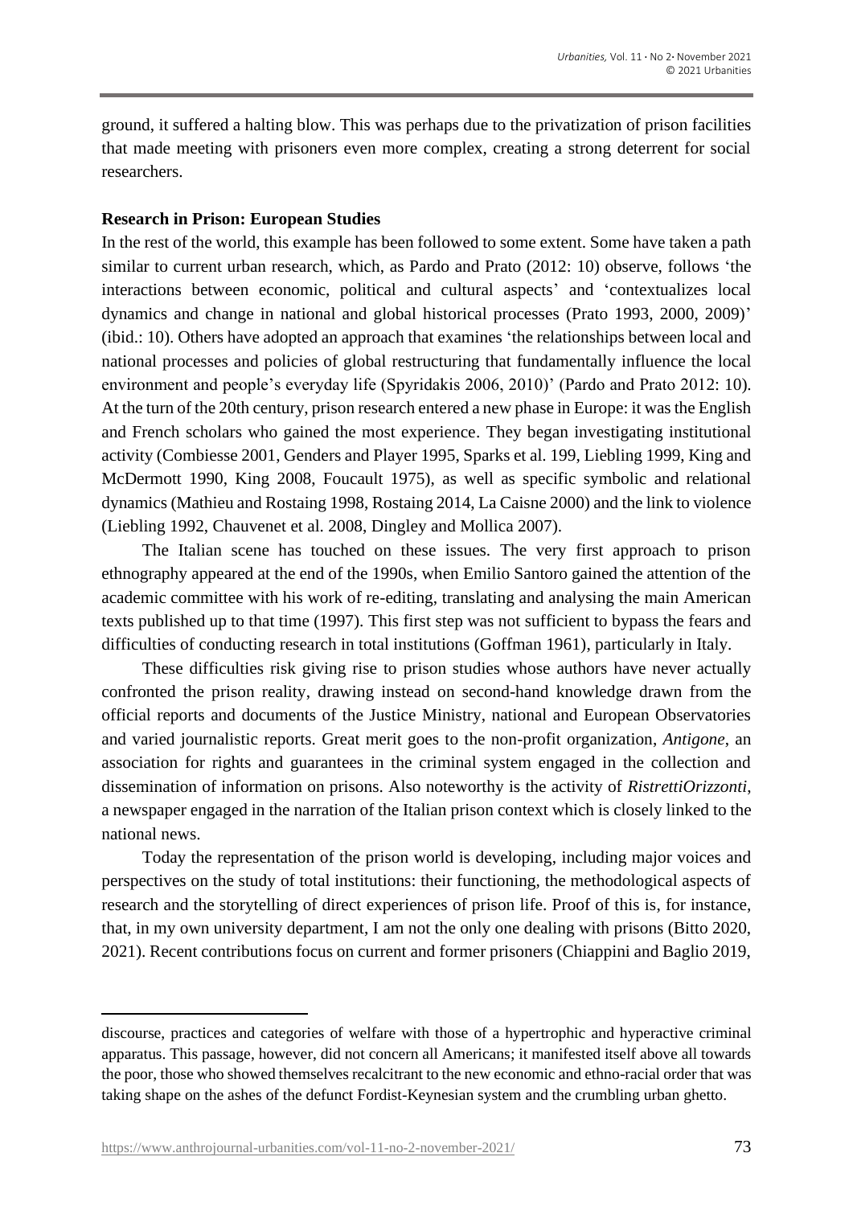ground, it suffered a halting blow. This was perhaps due to the privatization of prison facilities that made meeting with prisoners even more complex, creating a strong deterrent for social researchers.

**Research in Prison: European Studies**

In the rest of the world, this example has been followed to some extent. Some have taken a path similar to current urban research, which, as Pardo and Prato (2012: 10) observe, follows 'the interactions between economic, political and cultural aspects' and 'contextualizes local dynamics and change in national and global historical processes (Prato 1993, 2000, 2009)' (ibid.: 10). Others have adopted an approach that examines 'the relationships between local and national processes and policies of global restructuring that fundamentally influence the local environment and people's everyday life (Spyridakis 2006, 2010)' (Pardo and Prato 2012: 10). At the turn of the 20th century, prison research entered a new phase in Europe: it was the English and French scholars who gained the most experience. They began investigating institutional activity (Combiesse 2001, Genders and Player 1995, Sparks et al. 199, Liebling 1999, King and McDermott 1990, King 2008, Foucault 1975), as well as specific symbolic and relational dynamics (Mathieu and Rostaing 1998, Rostaing 2014, La Caisne 2000) and the link to violence (Liebling 1992, Chauvenet et al. 2008, Dingley and Mollica 2007).

The Italian scene has touched on these issues. The very first approach to prison ethnography appeared at the end of the 1990s, when Emilio Santoro gained the attention of the academic committee with his work of re-editing, translating and analysing the main American texts published up to that time (1997). This first step was not sufficient to bypass the fears and difficulties of conducting research in total institutions (Goffman 1961), particularly in Italy.

These difficulties risk giving rise to prison studies whose authors have never actually confronted the prison reality, drawing instead on second-hand knowledge drawn from the official reports and documents of the Justice Ministry, national and European Observatories and varied journalistic reports. Great merit goes to the non-profit organization, *Antigone*, an association for rights and guarantees in the criminal system engaged in the collection and dissemination of information on prisons. Also noteworthy is the activity of *RistrettiOrizzonti*, a newspaper engaged in the narration of the Italian prison context which is closely linked to the national news.

Today the representation of the prison world is developing, including major voices and perspectives on the study of total institutions: their functioning, the methodological aspects of research and the storytelling of direct experiences of prison life. Proof of this is, for instance, that, in my own university department, I am not the only one dealing with prisons (Bitto 2020, 2021). Recent contributions focus on current and former prisoners (Chiappini and Baglio 2019,

---

discourse, practices and categories of welfare with those of a hypertrophic and hyperactive criminal apparatus. This passage, however, did not concern all Americans; it manifested itself above all towards the poor, those who showed themselves recalcitrant to the new economic and ethno-racial order that was taking shape on the ashes of the defunct Fordist-Keynesian system and the crumbling urban ghetto.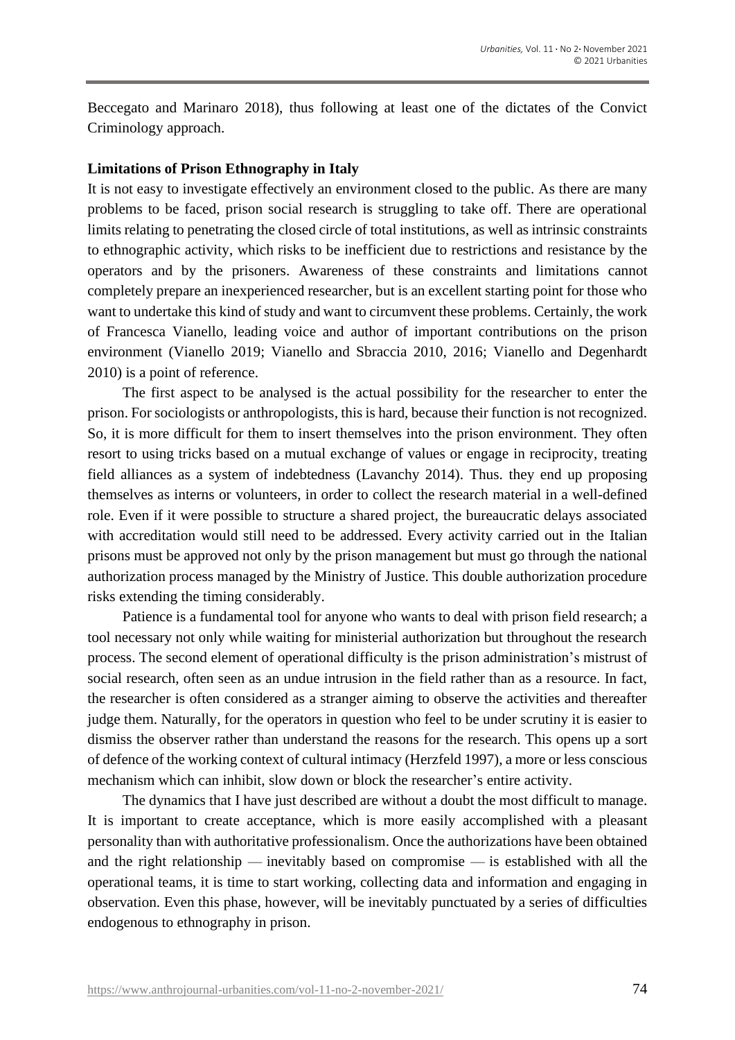Beccegato and Marinaro 2018), thus following at least one of the dictates of the Convict Criminology approach.

**Limitations of Prison Ethnography in Italy**

It is not easy to investigate effectively an environment closed to the public. As there are many problems to be faced, prison social research is struggling to take off. There are operational limits relating to penetrating the closed circle of total institutions, as well as intrinsic constraints to ethnographic activity, which risks to be inefficient due to restrictions and resistance by the operators and by the prisoners. Awareness of these constraints and limitations cannot completely prepare an inexperienced researcher, but is an excellent starting point for those who want to undertake this kind of study and want to circumvent these problems. Certainly, the work of Francesca Vianello, leading voice and author of important contributions on the prison environment (Vianello 2019; Vianello and Sbraccia 2010, 2016; Vianello and Degenhardt 2010) is a point of reference.

The first aspect to be analysed is the actual possibility for the researcher to enter the prison. For sociologists or anthropologists, this is hard, because their function is not recognized. So, it is more difficult for them to insert themselves into the prison environment. They often resort to using tricks based on a mutual exchange of values or engage in reciprocity, treating field alliances as a system of indebtedness (Lavanchy 2014). Thus. they end up proposing themselves as interns or volunteers, in order to collect the research material in a well-defined role. Even if it were possible to structure a shared project, the bureaucratic delays associated with accreditation would still need to be addressed. Every activity carried out in the Italian prisons must be approved not only by the prison management but must go through the national authorization process managed by the Ministry of Justice. This double authorization procedure risks extending the timing considerably.

Patience is a fundamental tool for anyone who wants to deal with prison field research; a tool necessary not only while waiting for ministerial authorization but throughout the research process. The second element of operational difficulty is the prison administration's mistrust of social research, often seen as an undue intrusion in the field rather than as a resource. In fact, the researcher is often considered as a stranger aiming to observe the activities and thereafter judge them. Naturally, for the operators in question who feel to be under scrutiny it is easier to dismiss the observer rather than understand the reasons for the research. This opens up a sort of defence of the working context of cultural intimacy (Herzfeld 1997), a more or less conscious mechanism which can inhibit, slow down or block the researcher's entire activity.

The dynamics that I have just described are without a doubt the most difficult to manage. It is important to create acceptance, which is more easily accomplished with a pleasant personality than with authoritative professionalism. Once the authorizations have been obtained and the right relationship — inevitably based on compromise — is established with all the operational teams, it is time to start working, collecting data and information and engaging in observation. Even this phase, however, will be inevitably punctuated by a series of difficulties endogenous to ethnography in prison.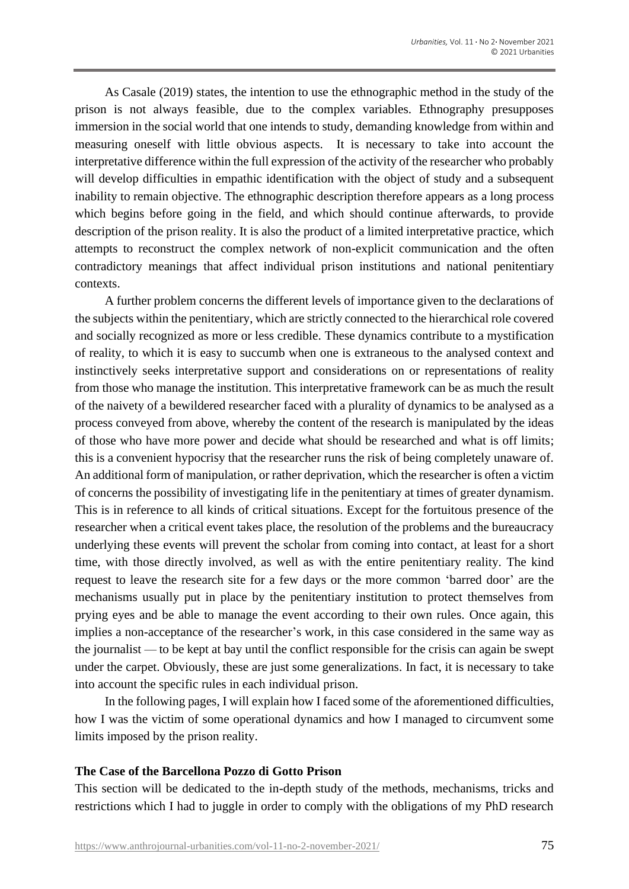As Casale (2019) states, the intention to use the ethnographic method in the study of the prison is not always feasible, due to the complex variables. Ethnography presupposes immersion in the social world that one intends to study, demanding knowledge from within and measuring oneself with little obvious aspects. It is necessary to take into account the interpretative difference within the full expression of the activity of the researcher who probably will develop difficulties in empathic identification with the object of study and a subsequent inability to remain objective. The ethnographic description therefore appears as a long process which begins before going in the field, and which should continue afterwards, to provide description of the prison reality. It is also the product of a limited interpretative practice, which attempts to reconstruct the complex network of non-explicit communication and the often contradictory meanings that affect individual prison institutions and national penitentiary contexts.

A further problem concerns the different levels of importance given to the declarations of the subjects within the penitentiary, which are strictly connected to the hierarchical role covered and socially recognized as more or less credible. These dynamics contribute to a mystification of reality, to which it is easy to succumb when one is extraneous to the analysed context and instinctively seeks interpretative support and considerations on or representations of reality from those who manage the institution. This interpretative framework can be as much the result of the naivety of a bewildered researcher faced with a plurality of dynamics to be analysed as a process conveyed from above, whereby the content of the research is manipulated by the ideas of those who have more power and decide what should be researched and what is off limits; this is a convenient hypocrisy that the researcher runs the risk of being completely unaware of. An additional form of manipulation, or rather deprivation, which the researcher is often a victim of concerns the possibility of investigating life in the penitentiary at times of greater dynamism. This is in reference to all kinds of critical situations. Except for the fortuitous presence of the researcher when a critical event takes place, the resolution of the problems and the bureaucracy underlying these events will prevent the scholar from coming into contact, at least for a short time, with those directly involved, as well as with the entire penitentiary reality. The kind request to leave the research site for a few days or the more common 'barred door' are the mechanisms usually put in place by the penitentiary institution to protect themselves from prying eyes and be able to manage the event according to their own rules. Once again, this implies a non-acceptance of the researcher's work, in this case considered in the same way as the journalist — to be kept at bay until the conflict responsible for the crisis can again be swept under the carpet. Obviously, these are just some generalizations. In fact, it is necessary to take into account the specific rules in each individual prison.

In the following pages, I will explain how I faced some of the aforementioned difficulties, how I was the victim of some operational dynamics and how I managed to circumvent some limits imposed by the prison reality.

## The Case of the Barcellona Pozzo di Gotto Prison

This section will be dedicated to the in-depth study of the methods, mechanisms, tricks and restrictions which I had to juggle in order to comply with the obligations of my PhD research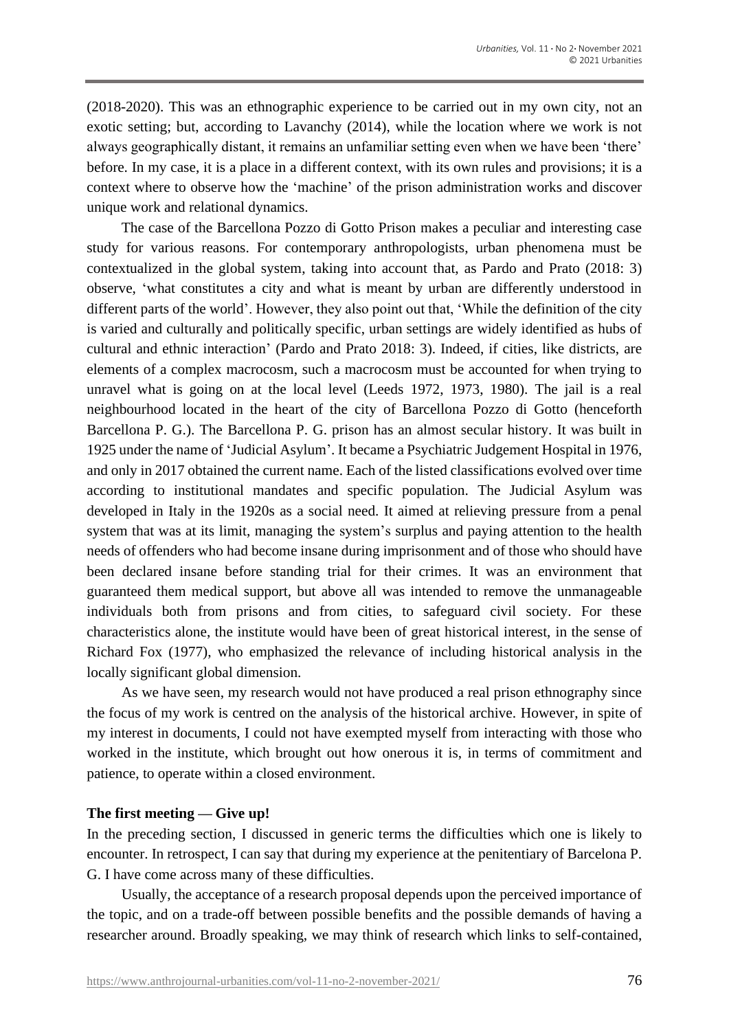(2018-2020). This was an ethnographic experience to be carried out in my own city, not an exotic setting; but, according to Lavanchy (2014), while the location where we work is not always geographically distant, it remains an unfamiliar setting even when we have been 'there' before. In my case, it is a place in a different context, with its own rules and provisions; it is a context where to observe how the 'machine' of the prison administration works and discover unique work and relational dynamics.

The case of the Barcellona Pozzo di Gotto Prison makes a peculiar and interesting case study for various reasons. For contemporary anthropologists, urban phenomena must be contextualized in the global system, taking into account that, as Pardo and Prato (2018: 3) observe, 'what constitutes a city and what is meant by urban are differently understood in different parts of the world'. However, they also point out that, 'While the definition of the city is varied and culturally and politically specific, urban settings are widely identified as hubs of cultural and ethnic interaction' (Pardo and Prato 2018: 3). Indeed, if cities, like districts, are elements of a complex macrocosm, such a macrocosm must be accounted for when trying to unravel what is going on at the local level (Leeds 1972, 1973, 1980). The jail is a real neighbourhood located in the heart of the city of Barcellona Pozzo di Gotto (henceforth Barcellona P. G.). The Barcellona P. G. prison has an almost secular history. It was built in 1925 under the name of 'Judicial Asylum'. It became a Psychiatric Judgement Hospital in 1976, and only in 2017 obtained the current name. Each of the listed classifications evolved over time according to institutional mandates and specific population. The Judicial Asylum was developed in Italy in the 1920s as a social need. It aimed at relieving pressure from a penal system that was at its limit, managing the system's surplus and paying attention to the health needs of offenders who had become insane during imprisonment and of those who should have been declared insane before standing trial for their crimes. It was an environment that guaranteed them medical support, but above all was intended to remove the unmanageable individuals both from prisons and from cities, to safeguard civil society. For these characteristics alone, the institute would have been of great historical interest, in the sense of Richard Fox (1977), who emphasized the relevance of including historical analysis in the locally significant global dimension.

As we have seen, my research would not have produced a real prison ethnography since the focus of my work is centred on the analysis of the historical archive. However, in spite of my interest in documents, I could not have exempted myself from interacting with those who worked in the institute, which brought out how onerous it is, in terms of commitment and patience, to operate within a closed environment.

**The first meeting — Give up!**

In the preceding section, I discussed in generic terms the difficulties which one is likely to encounter. In retrospect, I can say that during my experience at the penitentiary of Barcelona P. G. I have come across many of these difficulties.

Usually, the acceptance of a research proposal depends upon the perceived importance of the topic, and on a trade-off between possible benefits and the possible demands of having a researcher around. Broadly speaking, we may think of research which links to self-contained,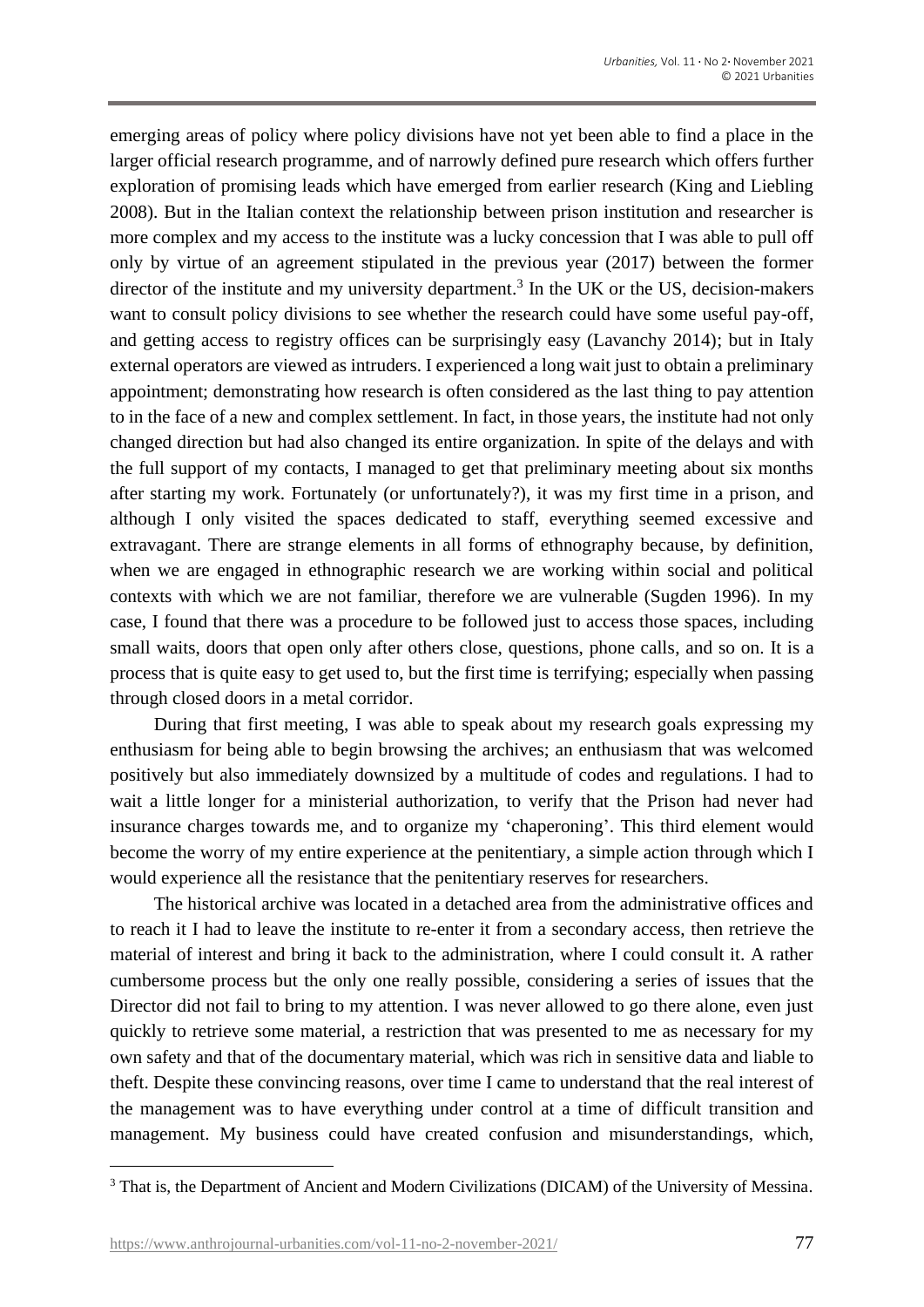emerging areas of policy where policy divisions have not yet been able to find a place in the larger official research programme, and of narrowly defined pure research which offers further exploration of promising leads which have emerged from earlier research (King and Liebling 2008). But in the Italian context the relationship between prison institution and researcher is more complex and my access to the institute was a lucky concession that I was able to pull off only by virtue of an agreement stipulated in the previous year (2017) between the former director of the institute and my university department.[3] In the UK or the US, decision-makers want to consult policy divisions to see whether the research could have some useful pay-off, and getting access to registry offices can be surprisingly easy (Lavanchy 2014); but in Italy external operators are viewed as intruders. I experienced a long wait just to obtain a preliminary appointment; demonstrating how research is often considered as the last thing to pay attention to in the face of a new and complex settlement. In fact, in those years, the institute had not only changed direction but had also changed its entire organization. In spite of the delays and with the full support of my contacts, I managed to get that preliminary meeting about six months after starting my work. Fortunately (or unfortunately?), it was my first time in a prison, and although I only visited the spaces dedicated to staff, everything seemed excessive and extravagant. There are strange elements in all forms of ethnography because, by definition, when we are engaged in ethnographic research we are working within social and political contexts with which we are not familiar, therefore we are vulnerable (Sugden 1996). In my case, I found that there was a procedure to be followed just to access those spaces, including small waits, doors that open only after others close, questions, phone calls, and so on. It is a process that is quite easy to get used to, but the first time is terrifying; especially when passing through closed doors in a metal corridor.

During that first meeting, I was able to speak about my research goals expressing my enthusiasm for being able to begin browsing the archives; an enthusiasm that was welcomed positively but also immediately downsized by a multitude of codes and regulations. I had to wait a little longer for a ministerial authorization, to verify that the Prison had never had insurance charges towards me, and to organize my 'chaperoning'. This third element would become the worry of my entire experience at the penitentiary, a simple action through which I would experience all the resistance that the penitentiary reserves for researchers.

The historical archive was located in a detached area from the administrative offices and to reach it I had to leave the institute to re-enter it from a secondary access, then retrieve the material of interest and bring it back to the administration, where I could consult it. A rather cumbersome process but the only one really possible, considering a series of issues that the Director did not fail to bring to my attention. I was never allowed to go there alone, even just quickly to retrieve some material, a restriction that was presented to me as necessary for my own safety and that of the documentary material, which was rich in sensitive data and liable to theft. Despite these convincing reasons, over time I came to understand that the real interest of the management was to have everything under control at a time of difficult transition and management. My business could have created confusion and misunderstandings, which,

[3] That is, the Department of Ancient and Modern Civilizations (DICAM) of the University of Messina.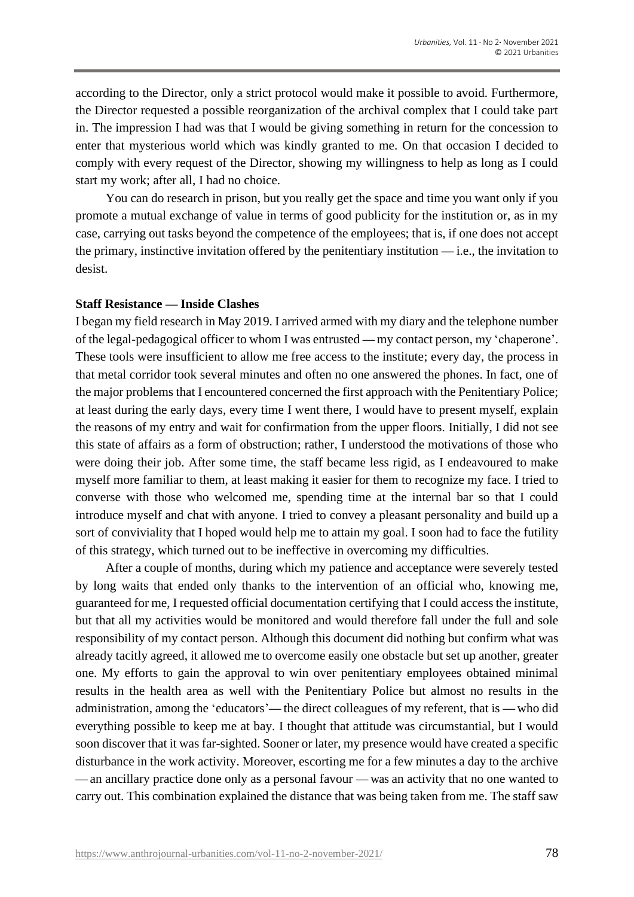according to the Director, only a strict protocol would make it possible to avoid. Furthermore, the Director requested a possible reorganization of the archival complex that I could take part in. The impression I had was that I would be giving something in return for the concession to enter that mysterious world which was kindly granted to me. On that occasion I decided to comply with every request of the Director, showing my willingness to help as long as I could start my work; after all, I had no choice.

You can do research in prison, but you really get the space and time you want only if you promote a mutual exchange of value in terms of good publicity for the institution or, as in my case, carrying out tasks beyond the competence of the employees; that is, if one does not accept the primary, instinctive invitation offered by the penitentiary institution — i.e., the invitation to desist.

**Staff Resistance — Inside Clashes**

I began my field research in May 2019. I arrived armed with my diary and the telephone number of the legal-pedagogical officer to whom I was entrusted — my contact person, my 'chaperone'. These tools were insufficient to allow me free access to the institute; every day, the process in that metal corridor took several minutes and often no one answered the phones. In fact, one of the major problems that I encountered concerned the first approach with the Penitentiary Police; at least during the early days, every time I went there, I would have to present myself, explain the reasons of my entry and wait for confirmation from the upper floors. Initially, I did not see this state of affairs as a form of obstruction; rather, I understood the motivations of those who were doing their job. After some time, the staff became less rigid, as I endeavoured to make myself more familiar to them, at least making it easier for them to recognize my face. I tried to converse with those who welcomed me, spending time at the internal bar so that I could introduce myself and chat with anyone. I tried to convey a pleasant personality and build up a sort of conviviality that I hoped would help me to attain my goal. I soon had to face the futility of this strategy, which turned out to be ineffective in overcoming my difficulties.

After a couple of months, during which my patience and acceptance were severely tested by long waits that ended only thanks to the intervention of an official who, knowing me, guaranteed for me, I requested official documentation certifying that I could access the institute, but that all my activities would be monitored and would therefore fall under the full and sole responsibility of my contact person. Although this document did nothing but confirm what was already tacitly agreed, it allowed me to overcome easily one obstacle but set up another, greater one. My efforts to gain the approval to win over penitentiary employees obtained minimal results in the health area as well with the Penitentiary Police but almost no results in the administration, among the 'educators'— the direct colleagues of my referent, that is — who did everything possible to keep me at bay. I thought that attitude was circumstantial, but I would soon discover that it was far-sighted. Sooner or later, my presence would have created a specific disturbance in the work activity. Moreover, escorting me for a few minutes a day to the archive — an ancillary practice done only as a personal favour — was an activity that no one wanted to carry out. This combination explained the distance that was being taken from me. The staff saw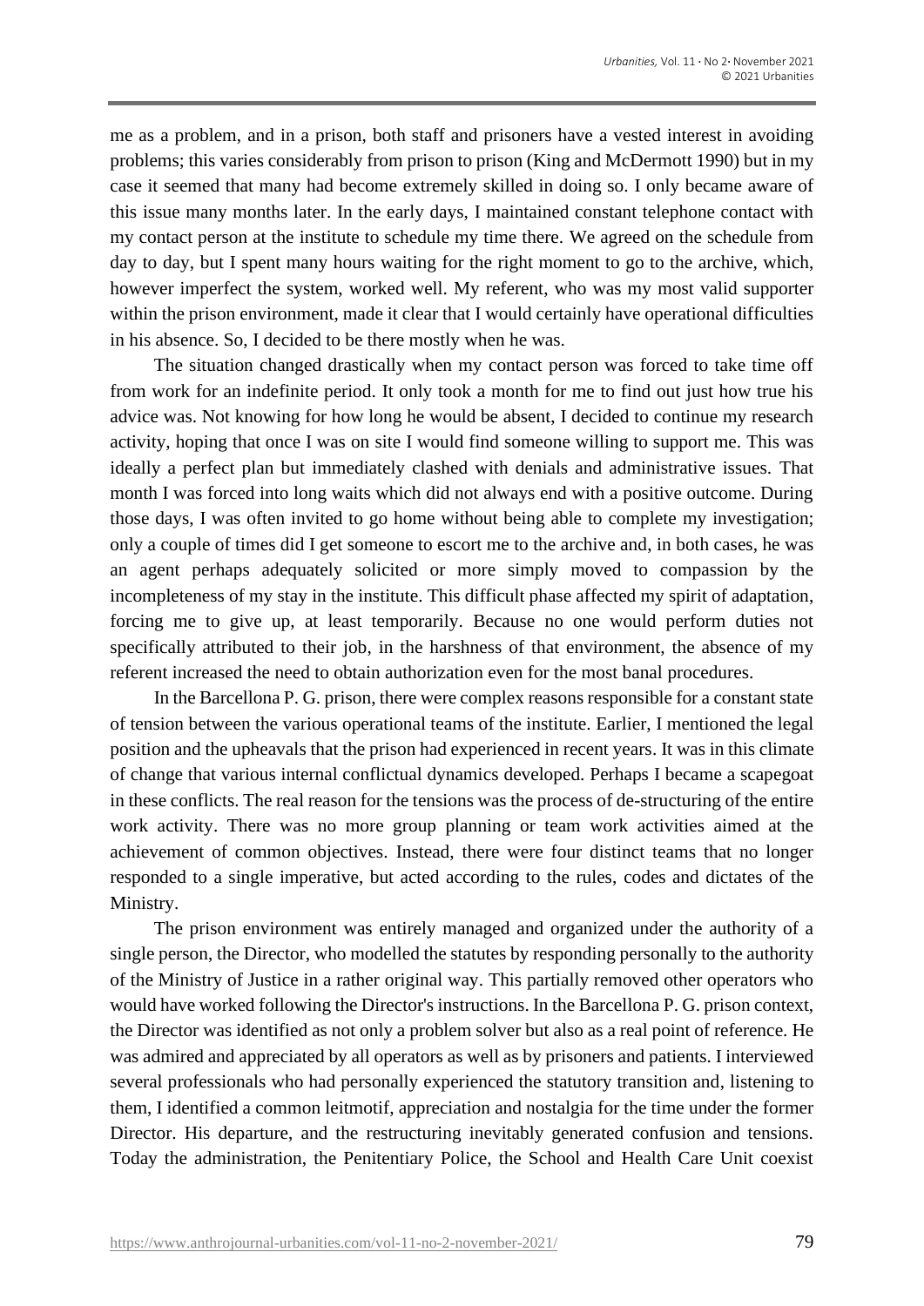me as a problem, and in a prison, both staff and prisoners have a vested interest in avoiding problems; this varies considerably from prison to prison (King and McDermott 1990) but in my case it seemed that many had become extremely skilled in doing so. I only became aware of this issue many months later. In the early days, I maintained constant telephone contact with my contact person at the institute to schedule my time there. We agreed on the schedule from day to day, but I spent many hours waiting for the right moment to go to the archive, which, however imperfect the system, worked well. My referent, who was my most valid supporter within the prison environment, made it clear that I would certainly have operational difficulties in his absence. So, I decided to be there mostly when he was.

The situation changed drastically when my contact person was forced to take time off from work for an indefinite period. It only took a month for me to find out just how true his advice was. Not knowing for how long he would be absent, I decided to continue my research activity, hoping that once I was on site I would find someone willing to support me. This was ideally a perfect plan but immediately clashed with denials and administrative issues. That month I was forced into long waits which did not always end with a positive outcome. During those days, I was often invited to go home without being able to complete my investigation; only a couple of times did I get someone to escort me to the archive and, in both cases, he was an agent perhaps adequately solicited or more simply moved to compassion by the incompleteness of my stay in the institute. This difficult phase affected my spirit of adaptation, forcing me to give up, at least temporarily. Because no one would perform duties not specifically attributed to their job, in the harshness of that environment, the absence of my referent increased the need to obtain authorization even for the most banal procedures.

In the Barcellona P. G. prison, there were complex reasons responsible for a constant state of tension between the various operational teams of the institute. Earlier, I mentioned the legal position and the upheavals that the prison had experienced in recent years. It was in this climate of change that various internal conflictual dynamics developed. Perhaps I became a scapegoat in these conflicts. The real reason for the tensions was the process of de-structuring of the entire work activity. There was no more group planning or team work activities aimed at the achievement of common objectives. Instead, there were four distinct teams that no longer responded to a single imperative, but acted according to the rules, codes and dictates of the Ministry.

The prison environment was entirely managed and organized under the authority of a single person, the Director, who modelled the statutes by responding personally to the authority of the Ministry of Justice in a rather original way. This partially removed other operators who would have worked following the Director's instructions. In the Barcellona P. G. prison context, the Director was identified as not only a problem solver but also as a real point of reference. He was admired and appreciated by all operators as well as by prisoners and patients. I interviewed several professionals who had personally experienced the statutory transition and, listening to them, I identified a common leitmotif, appreciation and nostalgia for the time under the former Director. His departure, and the restructuring inevitably generated confusion and tensions. Today the administration, the Penitentiary Police, the School and Health Care Unit coexist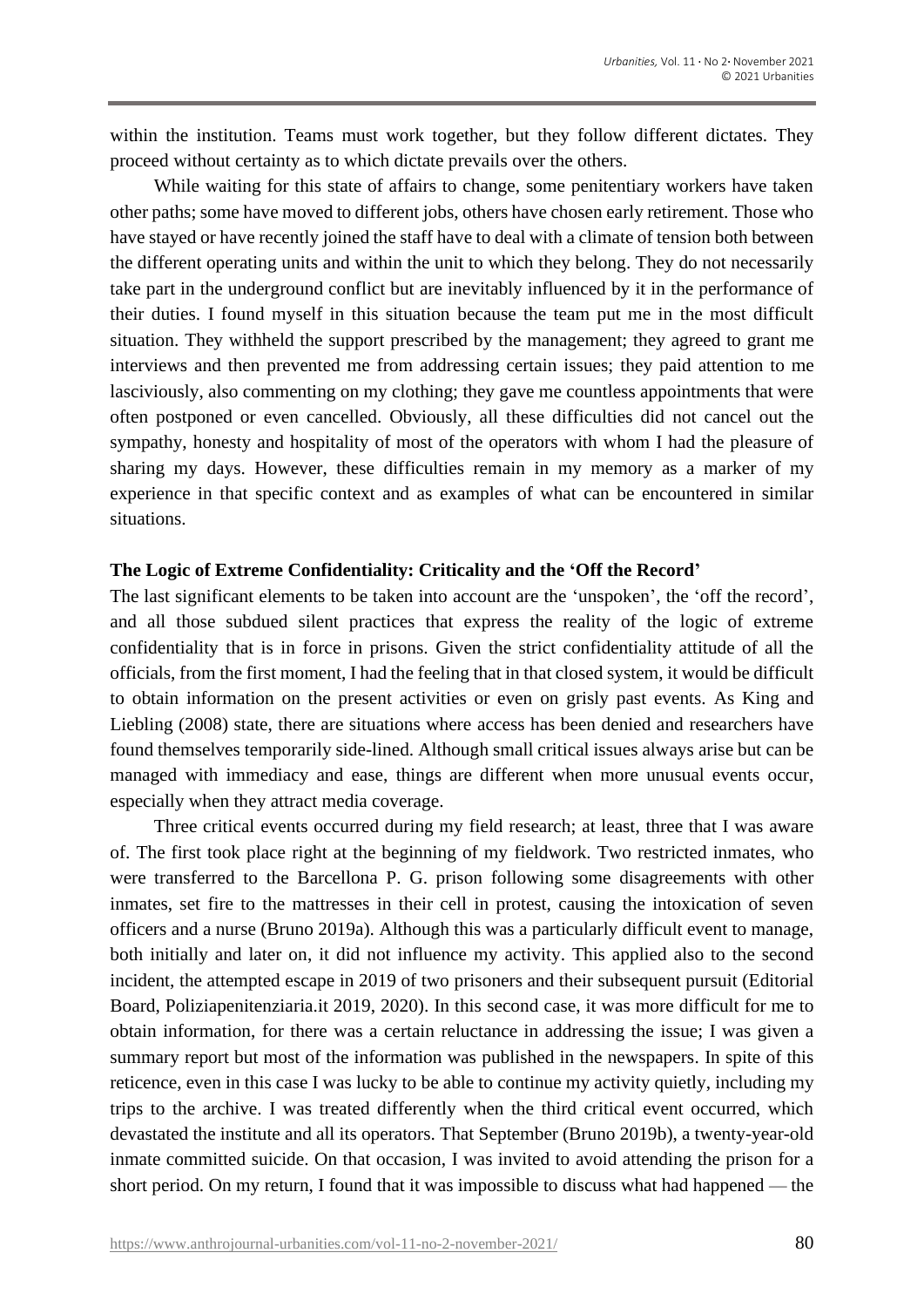within the institution. Teams must work together, but they follow different dictates. They proceed without certainty as to which dictate prevails over the others.

While waiting for this state of affairs to change, some penitentiary workers have taken other paths; some have moved to different jobs, others have chosen early retirement. Those who have stayed or have recently joined the staff have to deal with a climate of tension both between the different operating units and within the unit to which they belong. They do not necessarily take part in the underground conflict but are inevitably influenced by it in the performance of their duties. I found myself in this situation because the team put me in the most difficult situation. They withheld the support prescribed by the management; they agreed to grant me interviews and then prevented me from addressing certain issues; they paid attention to me lasciviously, also commenting on my clothing; they gave me countless appointments that were often postponed or even cancelled. Obviously, all these difficulties did not cancel out the sympathy, honesty and hospitality of most of the operators with whom I had the pleasure of sharing my days. However, these difficulties remain in my memory as a marker of my experience in that specific context and as examples of what can be encountered in similar situations.

**The Logic of Extreme Confidentiality: Criticality and the 'Off the Record'**

The last significant elements to be taken into account are the 'unspoken', the 'off the record', and all those subdued silent practices that express the reality of the logic of extreme confidentiality that is in force in prisons. Given the strict confidentiality attitude of all the officials, from the first moment, I had the feeling that in that closed system, it would be difficult to obtain information on the present activities or even on grisly past events. As King and Liebling (2008) state, there are situations where access has been denied and researchers have found themselves temporarily side-lined. Although small critical issues always arise but can be managed with immediacy and ease, things are different when more unusual events occur, especially when they attract media coverage.

Three critical events occurred during my field research; at least, three that I was aware of. The first took place right at the beginning of my fieldwork. Two restricted inmates, who were transferred to the Barcellona P. G. prison following some disagreements with other inmates, set fire to the mattresses in their cell in protest, causing the intoxication of seven officers and a nurse (Bruno 2019a). Although this was a particularly difficult event to manage, both initially and later on, it did not influence my activity. This applied also to the second incident, the attempted escape in 2019 of two prisoners and their subsequent pursuit (Editorial Board, Poliziapenitenziaria.it 2019, 2020). In this second case, it was more difficult for me to obtain information, for there was a certain reluctance in addressing the issue; I was given a summary report but most of the information was published in the newspapers. In spite of this reticence, even in this case I was lucky to be able to continue my activity quietly, including my trips to the archive. I was treated differently when the third critical event occurred, which devastated the institute and all its operators. That September (Bruno 2019b), a twenty-year-old inmate committed suicide. On that occasion, I was invited to avoid attending the prison for a short period. On my return, I found that it was impossible to discuss what had happened — the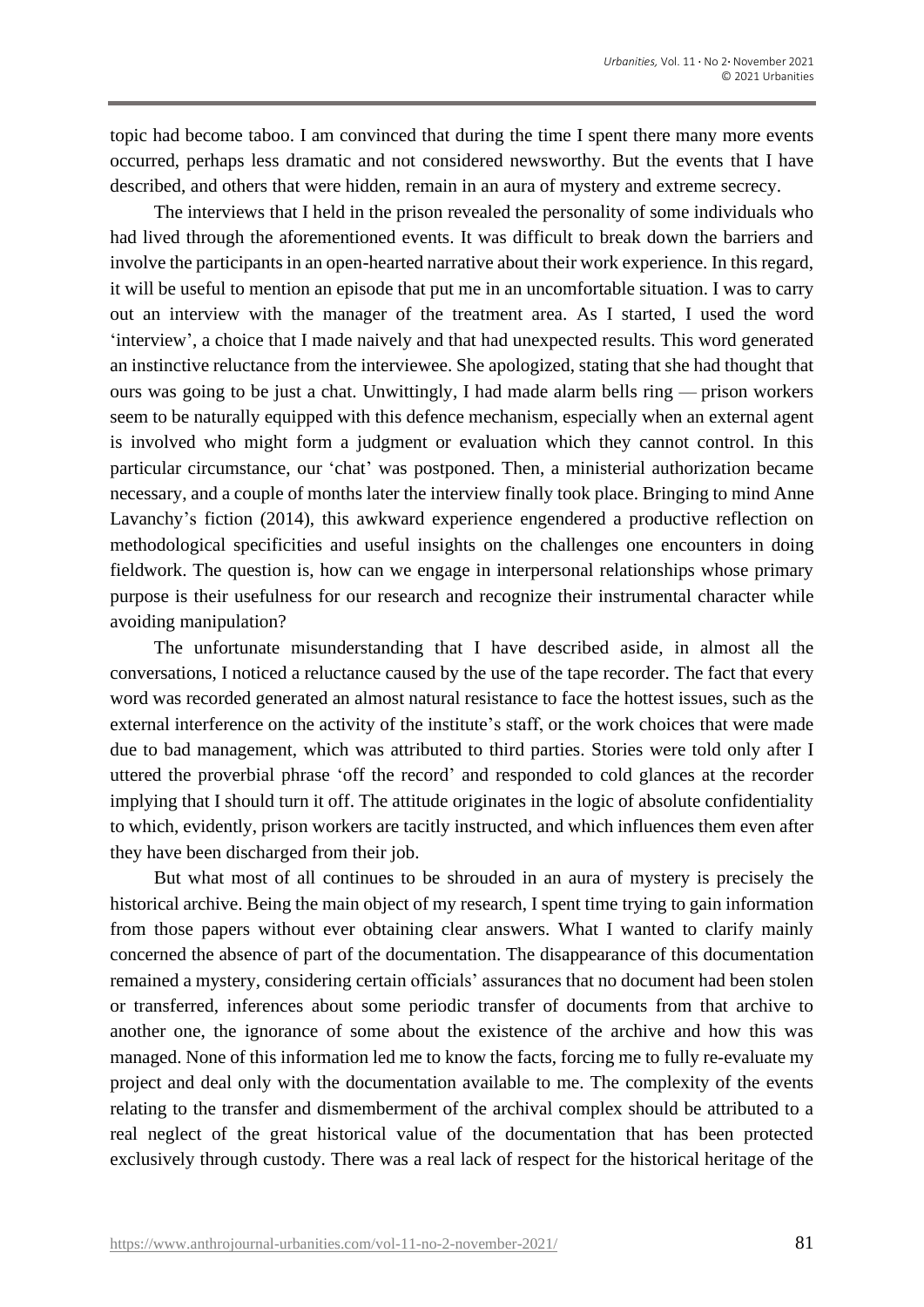topic had become taboo. I am convinced that during the time I spent there many more events occurred, perhaps less dramatic and not considered newsworthy. But the events that I have described, and others that were hidden, remain in an aura of mystery and extreme secrecy.

The interviews that I held in the prison revealed the personality of some individuals who had lived through the aforementioned events. It was difficult to break down the barriers and involve the participants in an open-hearted narrative about their work experience. In this regard, it will be useful to mention an episode that put me in an uncomfortable situation. I was to carry out an interview with the manager of the treatment area. As I started, I used the word 'interview', a choice that I made naively and that had unexpected results. This word generated an instinctive reluctance from the interviewee. She apologized, stating that she had thought that ours was going to be just a chat. Unwittingly, I had made alarm bells ring — prison workers seem to be naturally equipped with this defence mechanism, especially when an external agent is involved who might form a judgment or evaluation which they cannot control. In this particular circumstance, our 'chat' was postponed. Then, a ministerial authorization became necessary, and a couple of months later the interview finally took place. Bringing to mind Anne Lavanchy's fiction (2014), this awkward experience engendered a productive reflection on methodological specificities and useful insights on the challenges one encounters in doing fieldwork. The question is, how can we engage in interpersonal relationships whose primary purpose is their usefulness for our research and recognize their instrumental character while avoiding manipulation?

The unfortunate misunderstanding that I have described aside, in almost all the conversations, I noticed a reluctance caused by the use of the tape recorder. The fact that every word was recorded generated an almost natural resistance to face the hottest issues, such as the external interference on the activity of the institute's staff, or the work choices that were made due to bad management, which was attributed to third parties. Stories were told only after I uttered the proverbial phrase 'off the record' and responded to cold glances at the recorder implying that I should turn it off. The attitude originates in the logic of absolute confidentiality to which, evidently, prison workers are tacitly instructed, and which influences them even after they have been discharged from their job.

But what most of all continues to be shrouded in an aura of mystery is precisely the historical archive. Being the main object of my research, I spent time trying to gain information from those papers without ever obtaining clear answers. What I wanted to clarify mainly concerned the absence of part of the documentation. The disappearance of this documentation remained a mystery, considering certain officials' assurances that no document had been stolen or transferred, inferences about some periodic transfer of documents from that archive to another one, the ignorance of some about the existence of the archive and how this was managed. None of this information led me to know the facts, forcing me to fully re-evaluate my project and deal only with the documentation available to me. The complexity of the events relating to the transfer and dismemberment of the archival complex should be attributed to a real neglect of the great historical value of the documentation that has been protected exclusively through custody. There was a real lack of respect for the historical heritage of the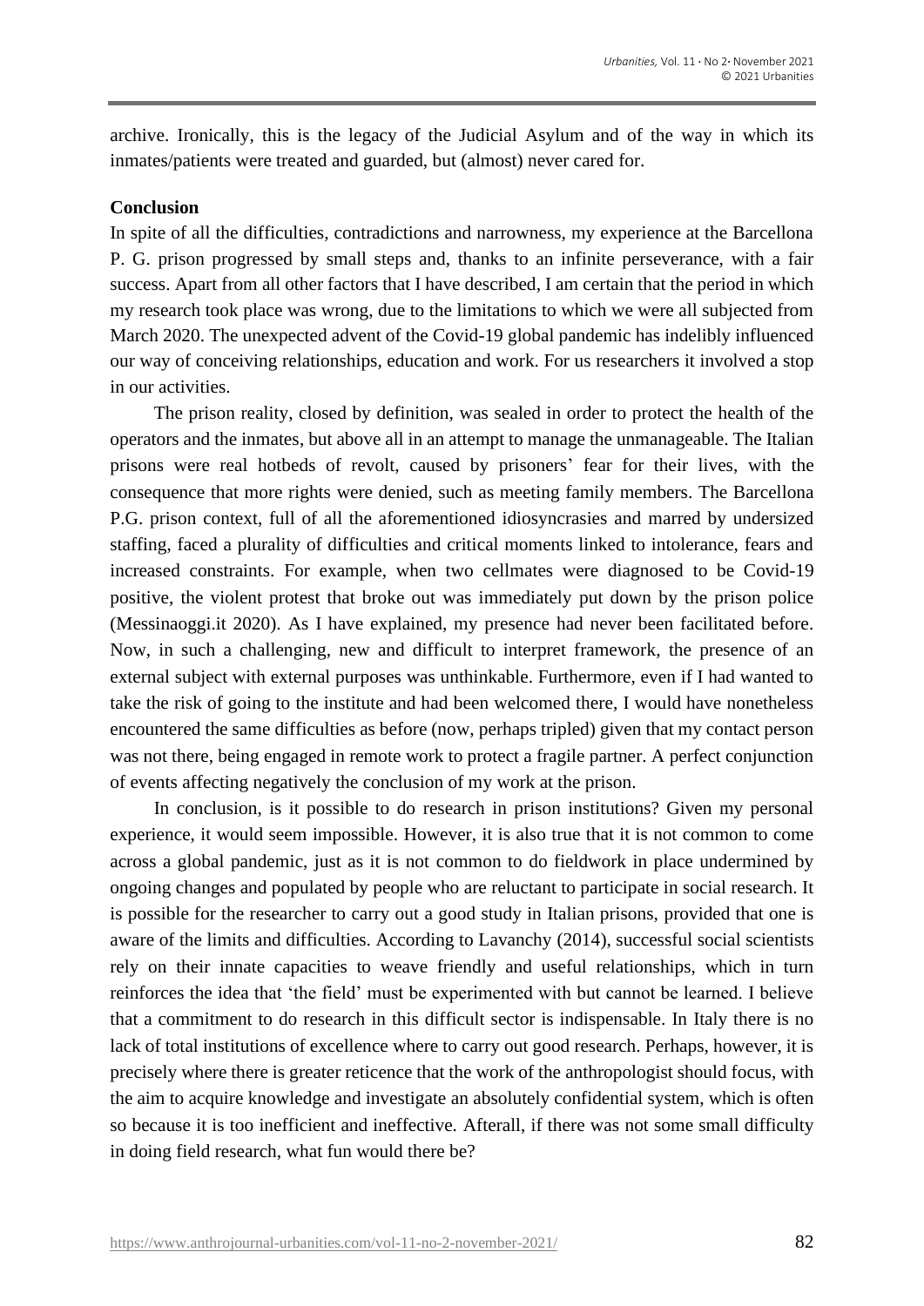archive. Ironically, this is the legacy of the Judicial Asylum and of the way in which its inmates/patients were treated and guarded, but (almost) never cared for.

**Conclusion**

In spite of all the difficulties, contradictions and narrowness, my experience at the Barcellona P. G. prison progressed by small steps and, thanks to an infinite perseverance, with a fair success. Apart from all other factors that I have described, I am certain that the period in which my research took place was wrong, due to the limitations to which we were all subjected from March 2020. The unexpected advent of the Covid-19 global pandemic has indelibly influenced our way of conceiving relationships, education and work. For us researchers it involved a stop in our activities.

The prison reality, closed by definition, was sealed in order to protect the health of the operators and the inmates, but above all in an attempt to manage the unmanageable. The Italian prisons were real hotbeds of revolt, caused by prisoners' fear for their lives, with the consequence that more rights were denied, such as meeting family members. The Barcellona P.G. prison context, full of all the aforementioned idiosyncrasies and marred by undersized staffing, faced a plurality of difficulties and critical moments linked to intolerance, fears and increased constraints. For example, when two cellmates were diagnosed to be Covid-19 positive, the violent protest that broke out was immediately put down by the prison police (Messinaoggi.it 2020). As I have explained, my presence had never been facilitated before. Now, in such a challenging, new and difficult to interpret framework, the presence of an external subject with external purposes was unthinkable. Furthermore, even if I had wanted to take the risk of going to the institute and had been welcomed there, I would have nonetheless encountered the same difficulties as before (now, perhaps tripled) given that my contact person was not there, being engaged in remote work to protect a fragile partner. A perfect conjunction of events affecting negatively the conclusion of my work at the prison.

In conclusion, is it possible to do research in prison institutions? Given my personal experience, it would seem impossible. However, it is also true that it is not common to come across a global pandemic, just as it is not common to do fieldwork in place undermined by ongoing changes and populated by people who are reluctant to participate in social research. It is possible for the researcher to carry out a good study in Italian prisons, provided that one is aware of the limits and difficulties. According to Lavanchy (2014), successful social scientists rely on their innate capacities to weave friendly and useful relationships, which in turn reinforces the idea that 'the field' must be experimented with but cannot be learned. I believe that a commitment to do research in this difficult sector is indispensable. In Italy there is no lack of total institutions of excellence where to carry out good research. Perhaps, however, it is precisely where there is greater reticence that the work of the anthropologist should focus, with the aim to acquire knowledge and investigate an absolutely confidential system, which is often so because it is too inefficient and ineffective. Afterall, if there was not some small difficulty in doing field research, what fun would there be?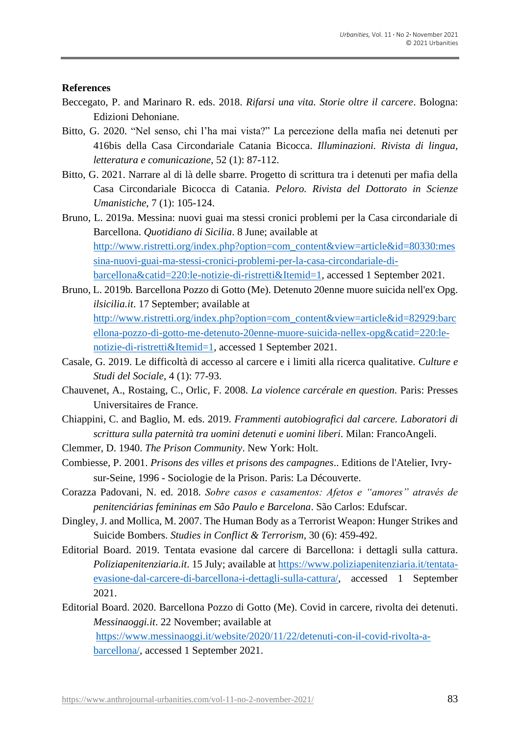**References**

Beccegato, P. and Marinaro R. eds. 2018. *Rifarsi una vita. Storie oltre il carcere*. Bologna: Edizioni Dehoniane.

Bitto, G. 2020. "Nel senso, chi l'ha mai vista?" La percezione della mafia nei detenuti per 416bis della Casa Circondariale Catania Bicocca. *Illuminazioni. Rivista di lingua, letteratura e comunicazione*, 52 (1): 87-112.

Bitto, G. 2021. Narrare al di là delle sbarre. Progetto di scrittura tra i detenuti per mafia della Casa Circondariale Bicocca di Catania. *Peloro. Rivista del Dottorato in Scienze Umanistiche*, 7 (1): 105-124.

Bruno, L. 2019a. Messina: nuovi guai ma stessi cronici problemi per la Casa circondariale di Barcellona. *Quotidiano di Sicilia*. 8 June; available at http://www.ristretti.org/index.php?option=com_content&view=article&id=80330:messina-nuovi-guai-ma-stessi-cronici-problemi-per-la-casa-circondariale-di-barcellona&catid=220:le-notizie-di-ristretti&Itemid=1, accessed 1 September 2021.

Bruno, L. 2019b. Barcellona Pozzo di Gotto (Me). Detenuto 20enne muore suicida nell'ex Opg. *ilsicilia.it*. 17 September; available at http://www.ristretti.org/index.php?option=com_content&view=article&id=82929:barcellona-pozzo-di-gotto-me-detenuto-20enne-muore-suicida-nellex-opg&catid=220:le-notizie-di-ristretti&Itemid=1, accessed 1 September 2021.

Casale, G. 2019. Le difficoltà di accesso al carcere e i limiti alla ricerca qualitative. *Culture e Studi del Sociale*, 4 (1): 77-93.

Chauvenet, A., Rostaing, C., Orlic, F. 2008. *La violence carcérale en question*. Paris: Presses Universitaires de France.

Chiappini, C. and Baglio, M. eds. 2019. *Frammenti autobiografici dal carcere. Laboratori di scrittura sulla paternità tra uomini detenuti e uomini liberi*. Milan: FrancoAngeli.

Clemmer, D. 1940. *The Prison Community*. New York: Holt.

Combiesse, P. 2001. *Prisons des villes et prisons des campagnes*.. Editions de l'Atelier, Ivry-sur-Seine, 1996 - Sociologie de la Prison. Paris: La Découverte.

Corazza Padovani, N. ed. 2018. *Sobre casos e casamentos: Afetos e "amores" através de penitenciárias femininas em São Paulo e Barcelona*. São Carlos: Edufscar.

Dingley, J. and Mollica, M. 2007. The Human Body as a Terrorist Weapon: Hunger Strikes and Suicide Bombers. *Studies in Conflict & Terrorism*, 30 (6): 459-492.

Editorial Board. 2019. Tentata evasione dal carcere di Barcellona: i dettagli sulla cattura. *Poliziapenitenziaria.it*. 15 July; available at https://www.poliziapenitenziaria.it/tentata-evasione-dal-carcere-di-barcellona-i-dettagli-sulla-cattura/, accessed 1 September 2021.

Editorial Board. 2020. Barcellona Pozzo di Gotto (Me). Covid in carcere, rivolta dei detenuti. *Messinaoggi.it*. 22 November; available at https://www.messinaoggi.it/website/2020/11/22/detenuti-con-il-covid-rivolta-a-barcellona/, accessed 1 September 2021.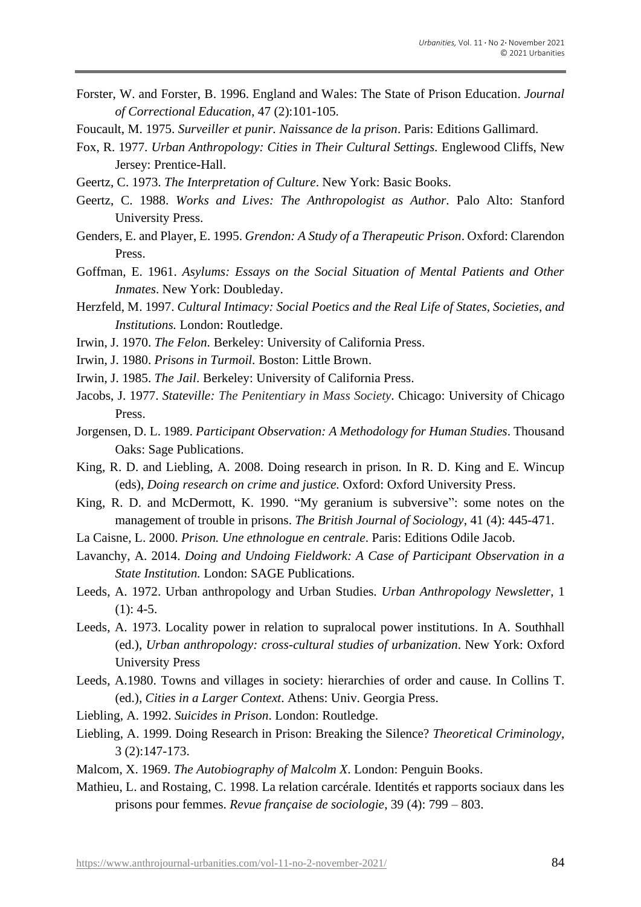Forster, W. and Forster, B. 1996. England and Wales: The State of Prison Education. *Journal of Correctional Education*, 47 (2):101-105.

Foucault, M. 1975. *Surveiller et punir. Naissance de la prison*. Paris: Editions Gallimard.

Fox, R. 1977. *Urban Anthropology: Cities in Their Cultural Settings.* Englewood Cliffs, New Jersey: Prentice-Hall.

Geertz, C. 1973. *The Interpretation of Culture*. New York: Basic Books.

Geertz, C. 1988. *Works and Lives: The Anthropologist as Author*. Palo Alto: Stanford University Press.

Genders, E. and Player, E. 1995. *Grendon: A Study of a Therapeutic Prison*. Oxford: Clarendon Press.

Goffman, E. 1961. *Asylums: Essays on the Social Situation of Mental Patients and Other Inmates*. New York: Doubleday.

Herzfeld, M. 1997. *Cultural Intimacy: Social Poetics and the Real Life of States, Societies, and Institutions.* London: Routledge.

Irwin, J. 1970. *The Felon*. Berkeley: University of California Press.

Irwin, J. 1980. *Prisons in Turmoil*. Boston: Little Brown.

Irwin, J. 1985. *The Jail*. Berkeley: University of California Press.

Jacobs, J. 1977. *Stateville: The Penitentiary in Mass Society*. Chicago: University of Chicago Press.

Jorgensen, D. L. 1989. *Participant Observation: A Methodology for Human Studies*. Thousand Oaks: Sage Publications.

King, R. D. and Liebling, A. 2008. Doing research in prison. In R. D. King and E. Wincup (eds), *Doing research on crime and justice*. Oxford: Oxford University Press.

King, R. D. and McDermott, K. 1990. "My geranium is subversive": some notes on the management of trouble in prisons. *The British Journal of Sociology*, 41 (4): 445-471.

La Caisne, L. 2000. *Prison. Une ethnologue en centrale*. Paris: Editions Odile Jacob.

Lavanchy, A. 2014. *Doing and Undoing Fieldwork: A Case of Participant Observation in a State Institution.* London: SAGE Publications.

Leeds, A. 1972. Urban anthropology and Urban Studies. *Urban Anthropology Newsletter*, 1 (1): 4-5.

Leeds, A. 1973. Locality power in relation to supralocal power institutions. In A. Southhall (ed.), *Urban anthropology: cross-cultural studies of urbanization*. New York: Oxford University Press

Leeds, A.1980. Towns and villages in society: hierarchies of order and cause. In Collins T. (ed.), *Cities in a Larger Context*. Athens: Univ. Georgia Press.

Liebling, A. 1992. *Suicides in Prison*. London: Routledge.

Liebling, A. 1999. Doing Research in Prison: Breaking the Silence? *Theoretical Criminology*, 3 (2):147-173.

Malcom, X. 1969. *The Autobiography of Malcolm X*. London: Penguin Books.

Mathieu, L. and Rostaing, C. 1998. La relation carcérale. Identités et rapports sociaux dans les prisons pour femmes. *Revue française de sociologie*, 39 (4): 799 – 803.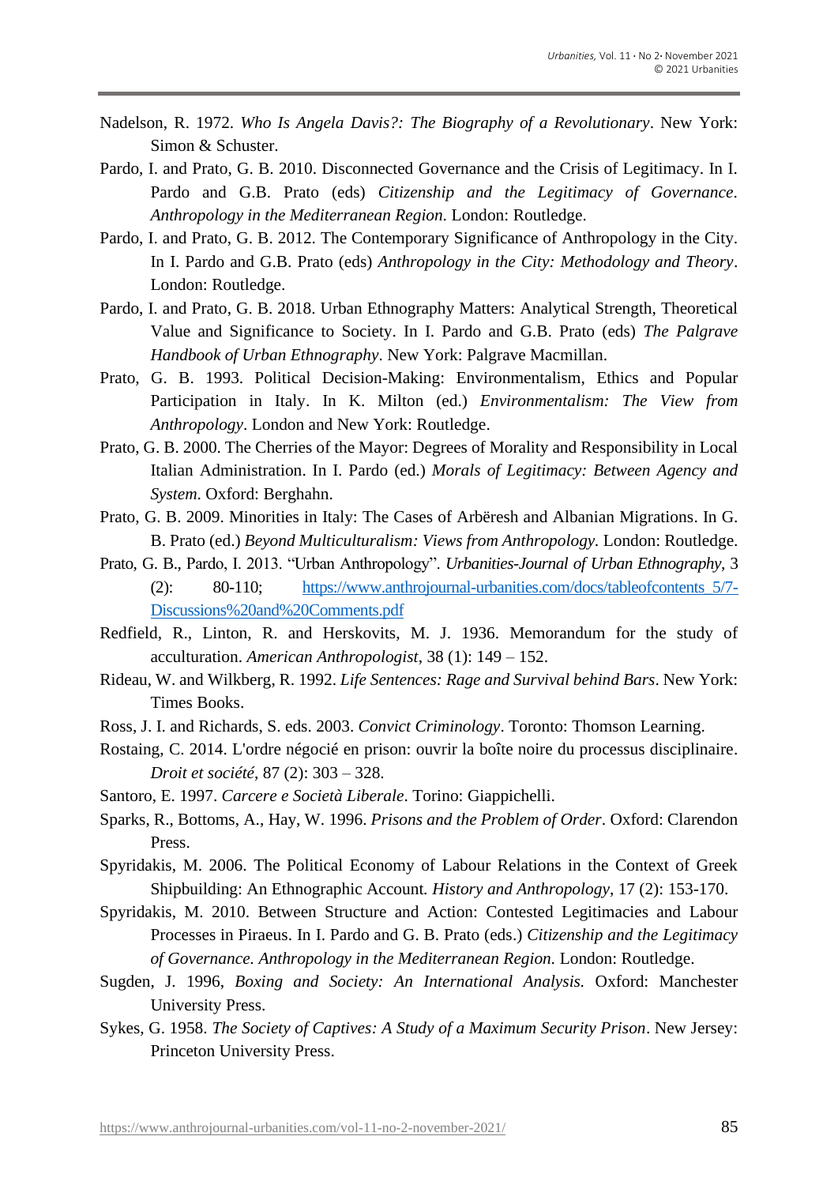Nadelson, R. 1972. *Who Is Angela Davis?: The Biography of a Revolutionary*. New York: Simon & Schuster.

Pardo, I. and Prato, G. B. 2010. Disconnected Governance and the Crisis of Legitimacy. In I. Pardo and G.B. Prato (eds) *Citizenship and the Legitimacy of Governance. Anthropology in the Mediterranean Region*. London: Routledge.

Pardo, I. and Prato, G. B. 2012. The Contemporary Significance of Anthropology in the City. In I. Pardo and G.B. Prato (eds) *Anthropology in the City: Methodology and Theory*. London: Routledge.

Pardo, I. and Prato, G. B. 2018. Urban Ethnography Matters: Analytical Strength, Theoretical Value and Significance to Society. In I. Pardo and G.B. Prato (eds) *The Palgrave Handbook of Urban Ethnography*. New York: Palgrave Macmillan.

Prato, G. B. 1993. Political Decision-Making: Environmentalism, Ethics and Popular Participation in Italy. In K. Milton (ed.) *Environmentalism: The View from Anthropology*. London and New York: Routledge.

Prato, G. B. 2000. The Cherries of the Mayor: Degrees of Morality and Responsibility in Local Italian Administration. In I. Pardo (ed.) *Morals of Legitimacy: Between Agency and System*. Oxford: Berghahn.

Prato, G. B. 2009. Minorities in Italy: The Cases of Arbëresh and Albanian Migrations. In G. B. Prato (ed.) *Beyond Multiculturalism: Views from Anthropology*. London: Routledge.

Prato, G. B., Pardo, I. 2013. "Urban Anthropology". *Urbanities-Journal of Urban Ethnography*, 3 (2): 80-110; https://www.anthrojournal-urbanities.com/docs/tableofcontents_5/7-Discussions%20and%20Comments.pdf

Redfield, R., Linton, R. and Herskovits, M. J. 1936. Memorandum for the study of acculturation. *American Anthropologist*, 38 (1): 149 – 152.

Rideau, W. and Wilkberg, R. 1992. *Life Sentences: Rage and Survival behind Bars*. New York: Times Books.

Ross, J. I. and Richards, S. eds. 2003. *Convict Criminology*. Toronto: Thomson Learning.

Rostaing, C. 2014. L'ordre négocié en prison: ouvrir la boîte noire du processus disciplinaire. *Droit et société*, 87 (2): 303 – 328.

Santoro, E. 1997. *Carcere e Società Liberale*. Torino: Giappichelli.

Sparks, R., Bottoms, A., Hay, W. 1996. *Prisons and the Problem of Order*. Oxford: Clarendon Press.

Spyridakis, M. 2006. The Political Economy of Labour Relations in the Context of Greek Shipbuilding: An Ethnographic Account. *History and Anthropology*, 17 (2): 153-170.

Spyridakis, M. 2010. Between Structure and Action: Contested Legitimacies and Labour Processes in Piraeus. In I. Pardo and G. B. Prato (eds.) *Citizenship and the Legitimacy of Governance. Anthropology in the Mediterranean Region.* London: Routledge.

Sugden, J. 1996, *Boxing and Society: An International Analysis.* Oxford: Manchester University Press.

Sykes, G. 1958. *The Society of Captives: A Study of a Maximum Security Prison*. New Jersey: Princeton University Press.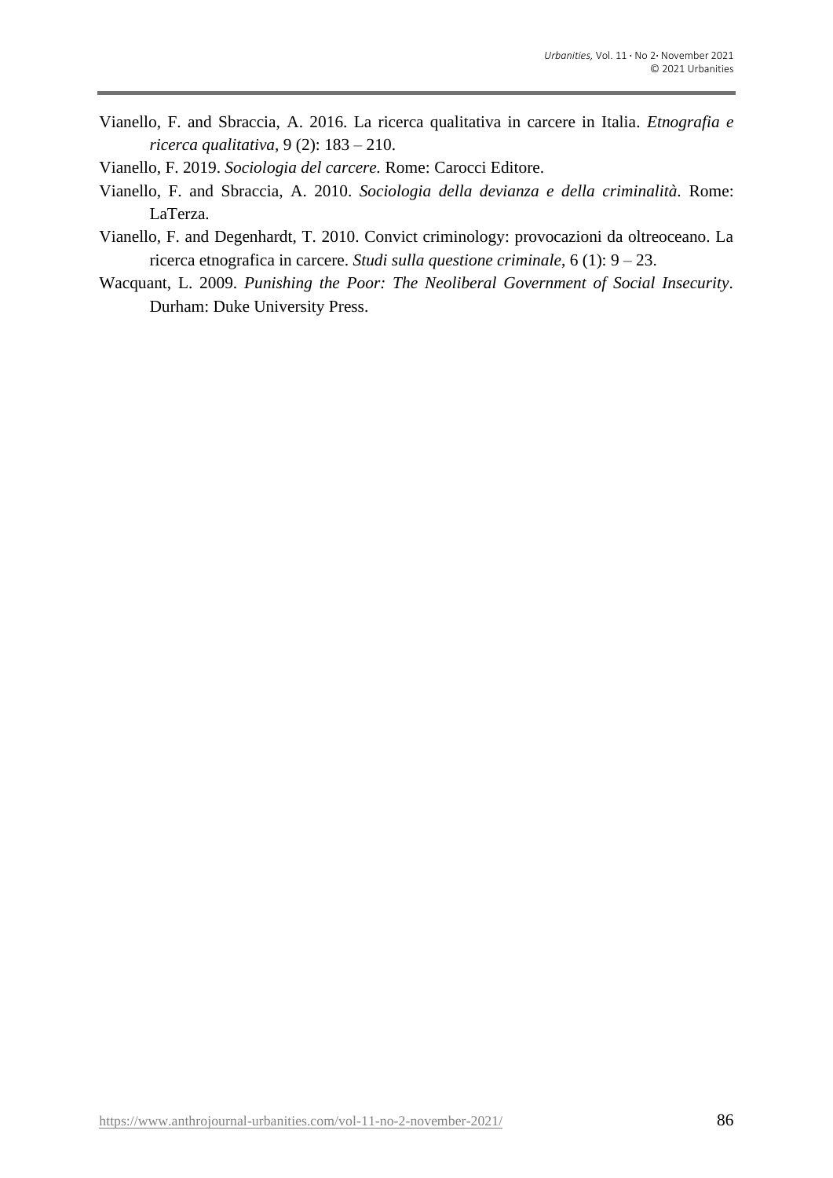Vianello, F. and Sbraccia, A. 2016. La ricerca qualitativa in carcere in Italia. *Etnografia e ricerca qualitativa*, 9 (2): 183 – 210.

Vianello, F. 2019. *Sociologia del carcere.* Rome: Carocci Editore.

Vianello, F. and Sbraccia, A. 2010. *Sociologia della devianza e della criminalità*. Rome: LaTerza.

Vianello, F. and Degenhardt, T. 2010. Convict criminology: provocazioni da oltreoceano. La ricerca etnografica in carcere. *Studi sulla questione criminale*, 6 (1): 9 – 23.

Wacquant, L. 2009. *Punishing the Poor: The Neoliberal Government of Social Insecurity*. Durham: Duke University Press.